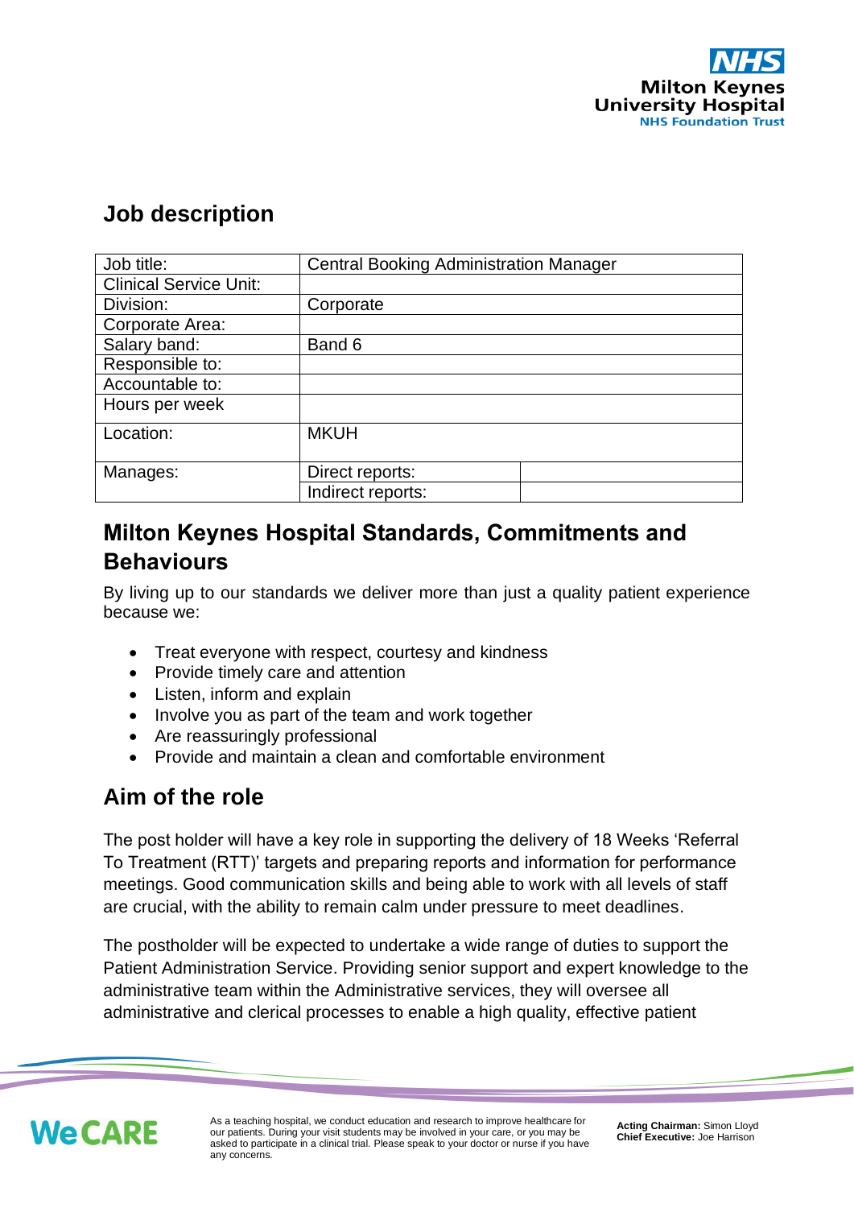# Job description

| Job title: | Central Booking Administration Manager | |
|---|---|---|
| Clinical Service Unit: | | |
| Division: | Corporate | |
| Corporate Area: | | |
| Salary band: | Band 6 | |
| Responsible to: | | |
| Accountable to: | | |
| Hours per week | | |
| Location: | MKUH | |
| Manages: | Direct reports: | |
| | Indirect reports: | |

## Milton Keynes Hospital Standards, Commitments and Behaviours

By living up to our standards we deliver more than just a quality patient experience because we:

- Treat everyone with respect, courtesy and kindness
- Provide timely care and attention
- Listen, inform and explain
- Involve you as part of the team and work together
- Are reassuringly professional
- Provide and maintain a clean and comfortable environment

## Aim of the role

The post holder will have a key role in supporting the delivery of 18 Weeks 'Referral To Treatment (RTT)' targets and preparing reports and information for performance meetings. Good communication skills and being able to work with all levels of staff are crucial, with the ability to remain calm under pressure to meet deadlines.

The postholder will be expected to undertake a wide range of duties to support the Patient Administration Service. Providing senior support and expert knowledge to the administrative team within the Administrative services, they will oversee all administrative and clerical processes to enable a high quality, effective patient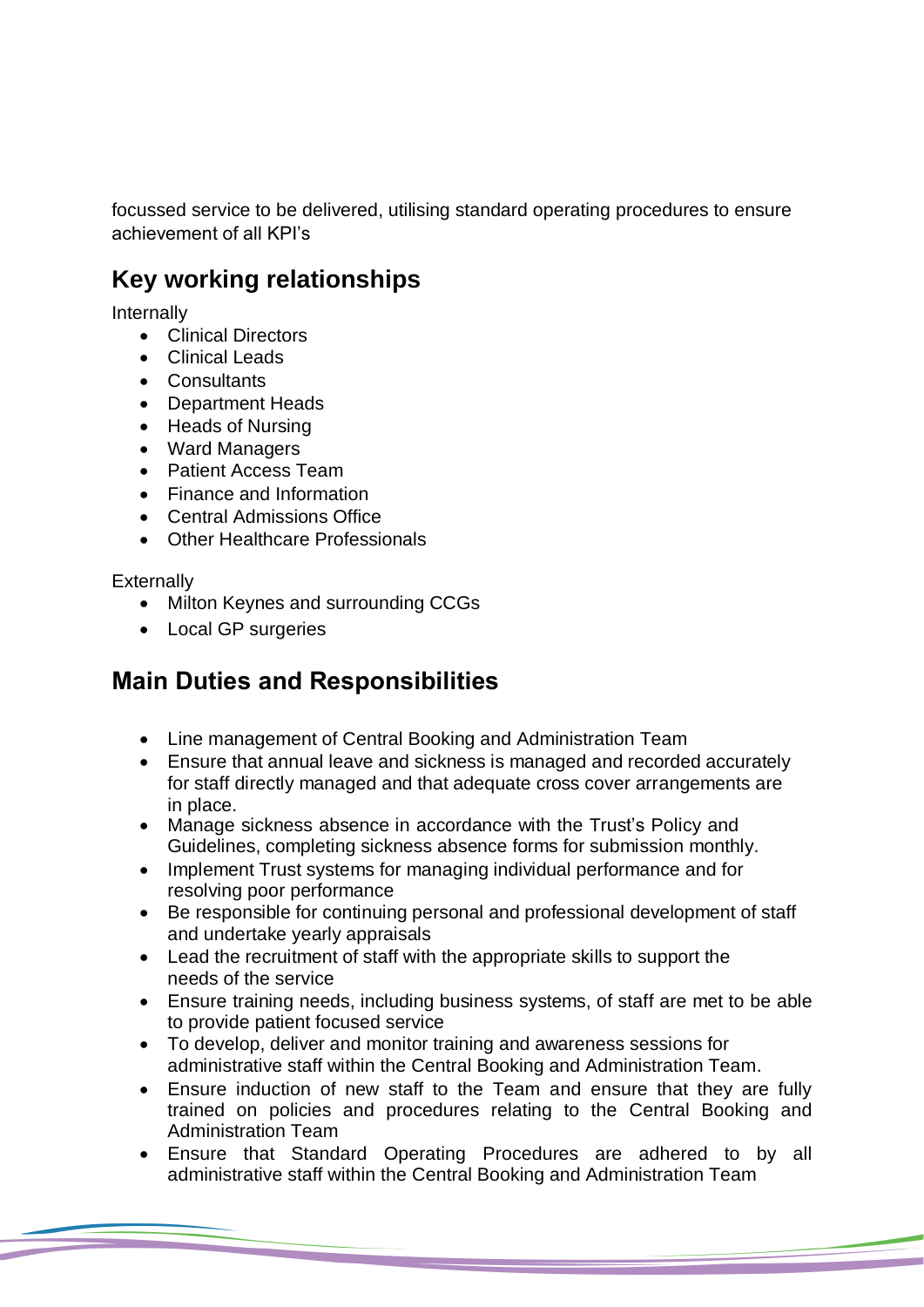focussed service to be delivered, utilising standard operating procedures to ensure achievement of all KPI's

## Key working relationships

Internally

- Clinical Directors
- Clinical Leads
- Consultants
- Department Heads
- Heads of Nursing
- Ward Managers
- Patient Access Team
- Finance and Information
- Central Admissions Office
- Other Healthcare Professionals

Externally

- Milton Keynes and surrounding CCGs
- Local GP surgeries

## Main Duties and Responsibilities

- Line management of Central Booking and Administration Team
- Ensure that annual leave and sickness is managed and recorded accurately for staff directly managed and that adequate cross cover arrangements are in place.
- Manage sickness absence in accordance with the Trust's Policy and Guidelines, completing sickness absence forms for submission monthly.
- Implement Trust systems for managing individual performance and for resolving poor performance
- Be responsible for continuing personal and professional development of staff and undertake yearly appraisals
- Lead the recruitment of staff with the appropriate skills to support the needs of the service
- Ensure training needs, including business systems, of staff are met to be able to provide patient focused service
- To develop, deliver and monitor training and awareness sessions for administrative staff within the Central Booking and Administration Team.
- Ensure induction of new staff to the Team and ensure that they are fully trained on policies and procedures relating to the Central Booking and Administration Team
- Ensure that Standard Operating Procedures are adhered to by all administrative staff within the Central Booking and Administration Team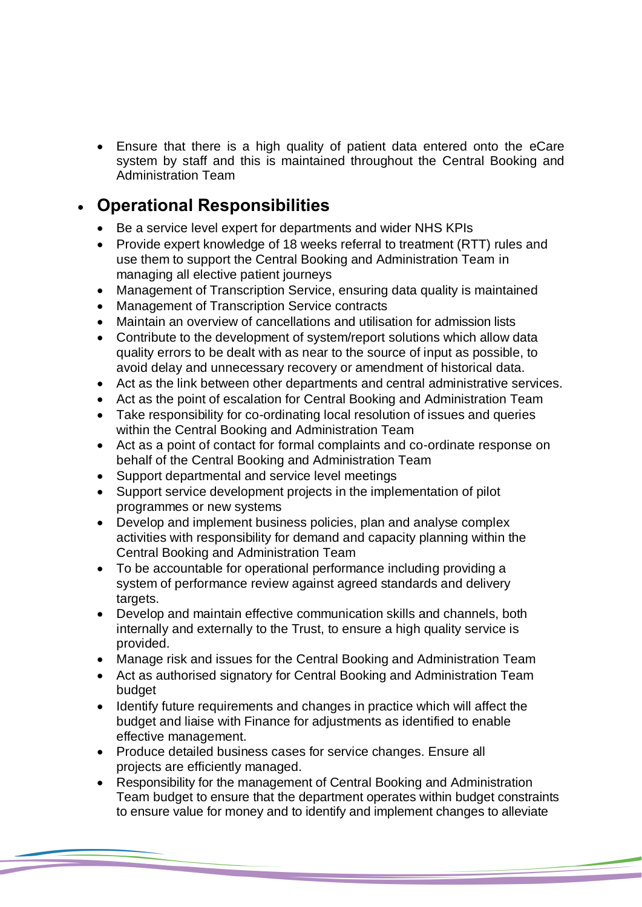- Ensure that there is a high quality of patient data entered onto the eCare system by staff and this is maintained throughout the Central Booking and Administration Team

## Operational Responsibilities

- Be a service level expert for departments and wider NHS KPIs
- Provide expert knowledge of 18 weeks referral to treatment (RTT) rules and use them to support the Central Booking and Administration Team in managing all elective patient journeys
- Management of Transcription Service, ensuring data quality is maintained
- Management of Transcription Service contracts
- Maintain an overview of cancellations and utilisation for admission lists
- Contribute to the development of system/report solutions which allow data quality errors to be dealt with as near to the source of input as possible, to avoid delay and unnecessary recovery or amendment of historical data.
- Act as the link between other departments and central administrative services.
- Act as the point of escalation for Central Booking and Administration Team
- Take responsibility for co-ordinating local resolution of issues and queries within the Central Booking and Administration Team
- Act as a point of contact for formal complaints and co-ordinate response on behalf of the Central Booking and Administration Team
- Support departmental and service level meetings
- Support service development projects in the implementation of pilot programmes or new systems
- Develop and implement business policies, plan and analyse complex activities with responsibility for demand and capacity planning within the Central Booking and Administration Team
- To be accountable for operational performance including providing a system of performance review against agreed standards and delivery targets.
- Develop and maintain effective communication skills and channels, both internally and externally to the Trust, to ensure a high quality service is provided.
- Manage risk and issues for the Central Booking and Administration Team
- Act as authorised signatory for Central Booking and Administration Team budget
- Identify future requirements and changes in practice which will affect the budget and liaise with Finance for adjustments as identified to enable effective management.
- Produce detailed business cases for service changes. Ensure all projects are efficiently managed.
- Responsibility for the management of Central Booking and Administration Team budget to ensure that the department operates within budget constraints to ensure value for money and to identify and implement changes to alleviate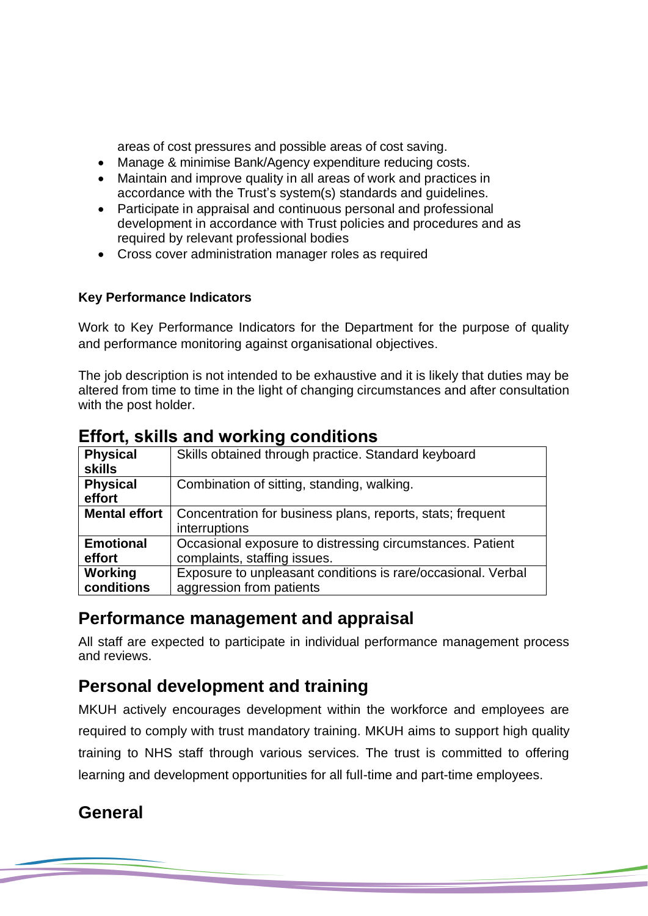areas of cost pressures and possible areas of cost saving.
- Manage & minimise Bank/Agency expenditure reducing costs.
- Maintain and improve quality in all areas of work and practices in accordance with the Trust's system(s) standards and guidelines.
- Participate in appraisal and continuous personal and professional development in accordance with Trust policies and procedures and as required by relevant professional bodies
- Cross cover administration manager roles as required

**Key Performance Indicators**

Work to Key Performance Indicators for the Department for the purpose of quality and performance monitoring against organisational objectives.

The job description is not intended to be exhaustive and it is likely that duties may be altered from time to time in the light of changing circumstances and after consultation with the post holder.

## Effort, skills and working conditions

| | |
|---|---|
| **Physical skills** | Skills obtained through practice. Standard keyboard |
| **Physical effort** | Combination of sitting, standing, walking. |
| **Mental effort** | Concentration for business plans, reports, stats; frequent interruptions |
| **Emotional effort** | Occasional exposure to distressing circumstances. Patient complaints, staffing issues. |
| **Working conditions** | Exposure to unpleasant conditions is rare/occasional. Verbal aggression from patients |

## Performance management and appraisal

All staff are expected to participate in individual performance management process and reviews.

## Personal development and training

MKUH actively encourages development within the workforce and employees are required to comply with trust mandatory training. MKUH aims to support high quality training to NHS staff through various services. The trust is committed to offering learning and development opportunities for all full-time and part-time employees.

## General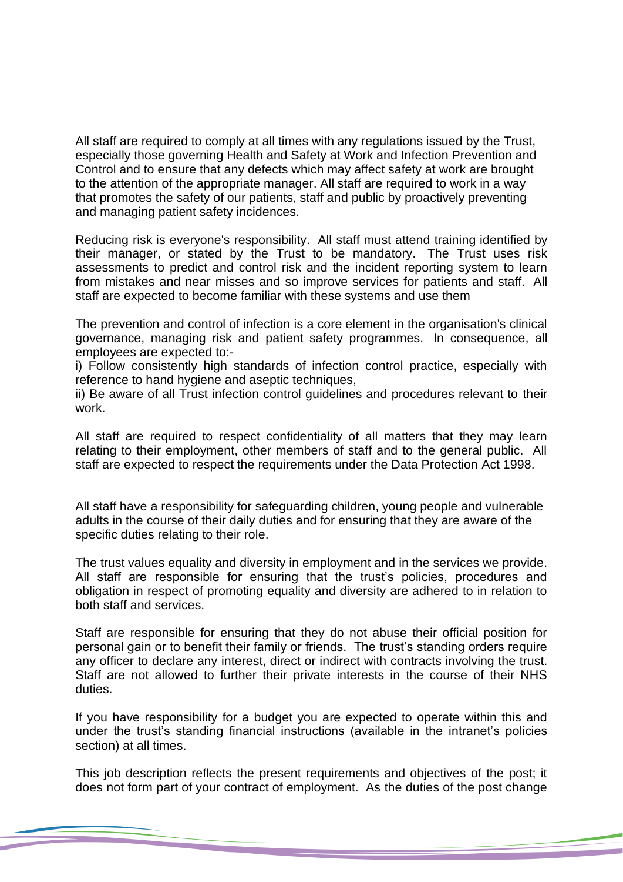All staff are required to comply at all times with any regulations issued by the Trust, especially those governing Health and Safety at Work and Infection Prevention and Control and to ensure that any defects which may affect safety at work are brought to the attention of the appropriate manager. All staff are required to work in a way that promotes the safety of our patients, staff and public by proactively preventing and managing patient safety incidences.

Reducing risk is everyone's responsibility. All staff must attend training identified by their manager, or stated by the Trust to be mandatory. The Trust uses risk assessments to predict and control risk and the incident reporting system to learn from mistakes and near misses and so improve services for patients and staff. All staff are expected to become familiar with these systems and use them

The prevention and control of infection is a core element in the organisation's clinical governance, managing risk and patient safety programmes. In consequence, all employees are expected to:-

i) Follow consistently high standards of infection control practice, especially with reference to hand hygiene and aseptic techniques,

ii) Be aware of all Trust infection control guidelines and procedures relevant to their work.

All staff are required to respect confidentiality of all matters that they may learn relating to their employment, other members of staff and to the general public. All staff are expected to respect the requirements under the Data Protection Act 1998.

All staff have a responsibility for safeguarding children, young people and vulnerable adults in the course of their daily duties and for ensuring that they are aware of the specific duties relating to their role.

The trust values equality and diversity in employment and in the services we provide. All staff are responsible for ensuring that the trust's policies, procedures and obligation in respect of promoting equality and diversity are adhered to in relation to both staff and services.

Staff are responsible for ensuring that they do not abuse their official position for personal gain or to benefit their family or friends. The trust's standing orders require any officer to declare any interest, direct or indirect with contracts involving the trust. Staff are not allowed to further their private interests in the course of their NHS duties.

If you have responsibility for a budget you are expected to operate within this and under the trust's standing financial instructions (available in the intranet's policies section) at all times.

This job description reflects the present requirements and objectives of the post; it does not form part of your contract of employment. As the duties of the post change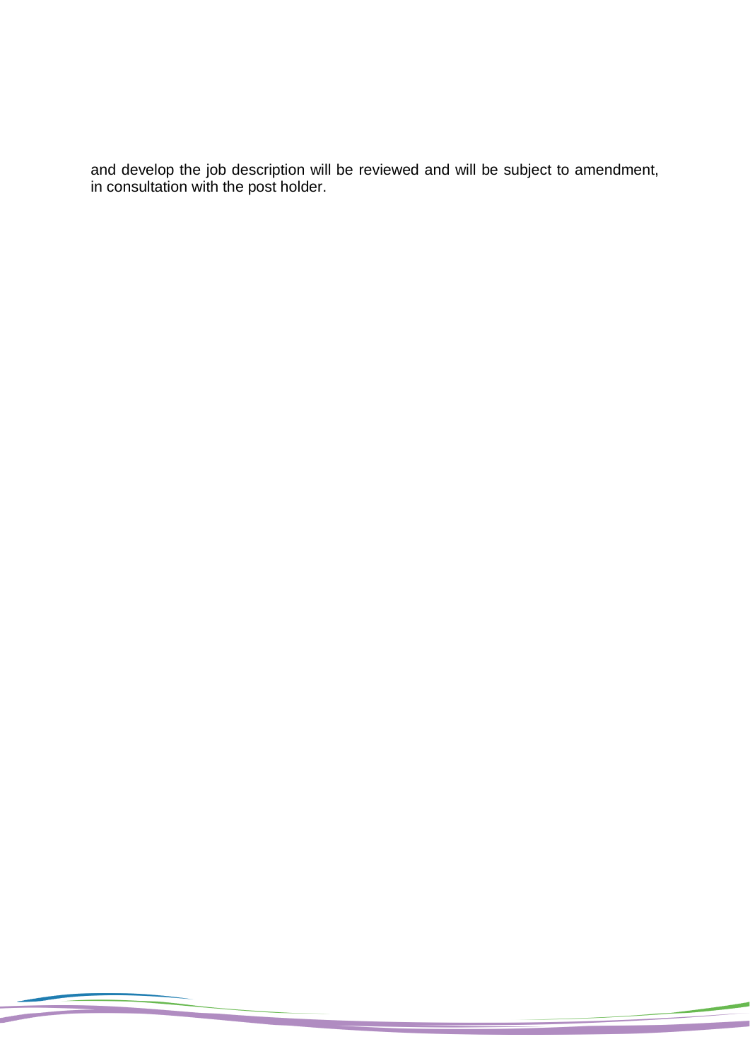and develop the job description will be reviewed and will be subject to amendment, in consultation with the post holder.